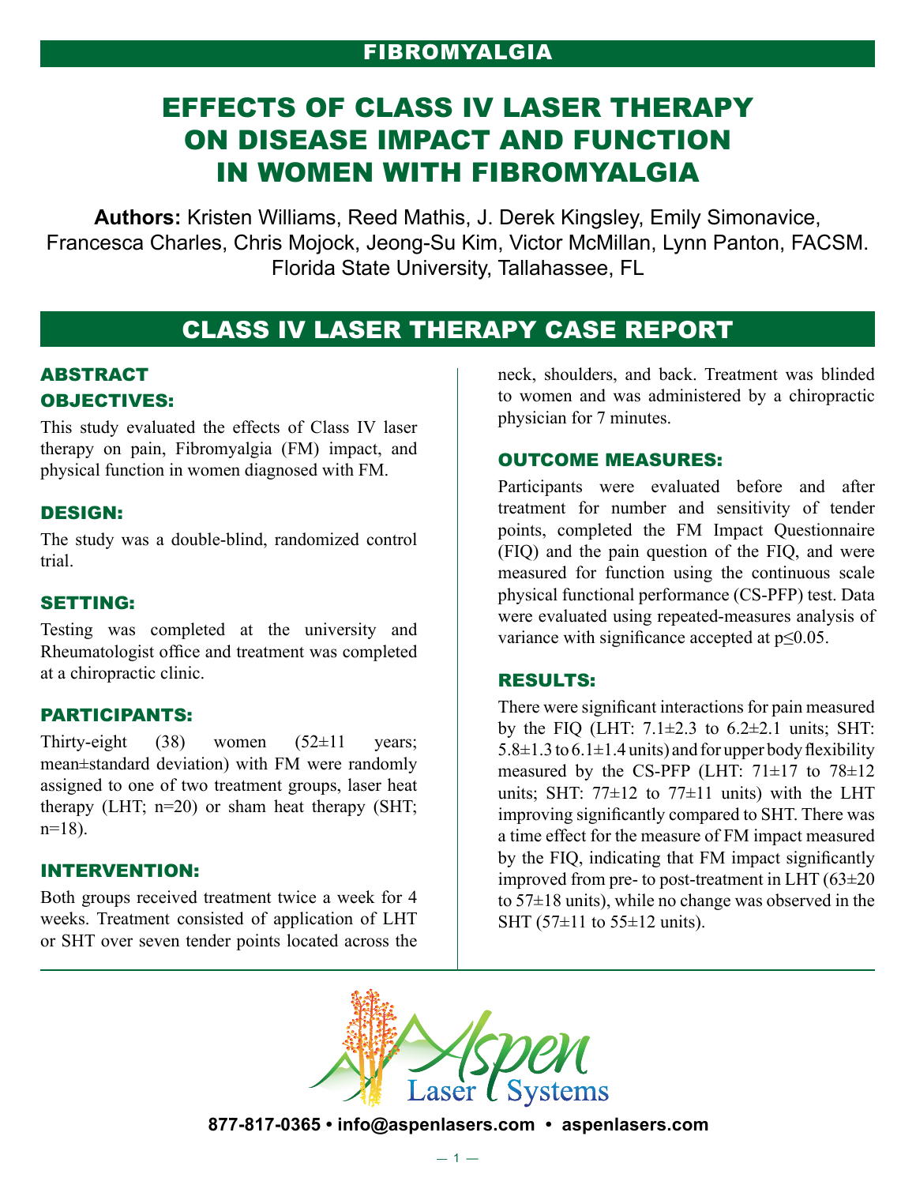FIBROMYALGIA

# EFFECTS OF CLASS IV LASER THERAPY ON DISEASE IMPACT AND FUNCTION IN WOMEN WITH FIBROMYALGIA

**Authors:** Kristen Williams, Reed Mathis, J. Derek Kingsley, Emily Simonavice, Francesca Charles, Chris Mojock, Jeong-Su Kim, Victor McMillan, Lynn Panton, FACSM. Florida State University, Tallahassee, FL

## CLASS IV LASER THERAPY CASE REPORT

### ABSTRACT

### OBJECTIVES:

This study evaluated the effects of Class IV laser therapy on pain, Fibromyalgia (FM) impact, and physical function in women diagnosed with FM.

### DESIGN:

The study was a double-blind, randomized control trial.

### SETTING:

Testing was completed at the university and Rheumatologist office and treatment was completed at a chiropractic clinic.

### PARTICIPANTS:

Thirty-eight (38) women (52±11 years; mean±standard deviation) with FM were randomly assigned to one of two treatment groups, laser heat therapy (LHT; n=20) or sham heat therapy (SHT; n=18).

### INTERVENTION:

Both groups received treatment twice a week for 4 weeks. Treatment consisted of application of LHT or SHT over seven tender points located across the neck, shoulders, and back. Treatment was blinded to women and was administered by a chiropractic physician for 7 minutes.

### OUTCOME MEASURES:

Participants were evaluated before and after treatment for number and sensitivity of tender points, completed the FM Impact Questionnaire (FIQ) and the pain question of the FIQ, and were measured for function using the continuous scale physical functional performance (CS-PFP) test. Data were evaluated using repeated-measures analysis of variance with significance accepted at $p \leq 0.05$.

### RESULTS:

There were significant interactions for pain measured by the FIQ (LHT: 7.1±2.3 to 6.2±2.1 units; SHT: 5.8±1.3 to 6.1±1.4 units) and for upper body flexibility measured by the CS-PFP (LHT: 71±17 to 78±12 units; SHT: 77±12 to 77±11 units) with the LHT improving significantly compared to SHT. There was a time effect for the measure of FM impact measured by the FIQ, indicating that FM impact significantly improved from pre- to post-treatment in LHT (63±20 to 57±18 units), while no change was observed in the SHT (57±11 to 55±12 units).

Aspen Laser Systems

877-817-0365 • info@aspenlasers.com • aspenlasers.com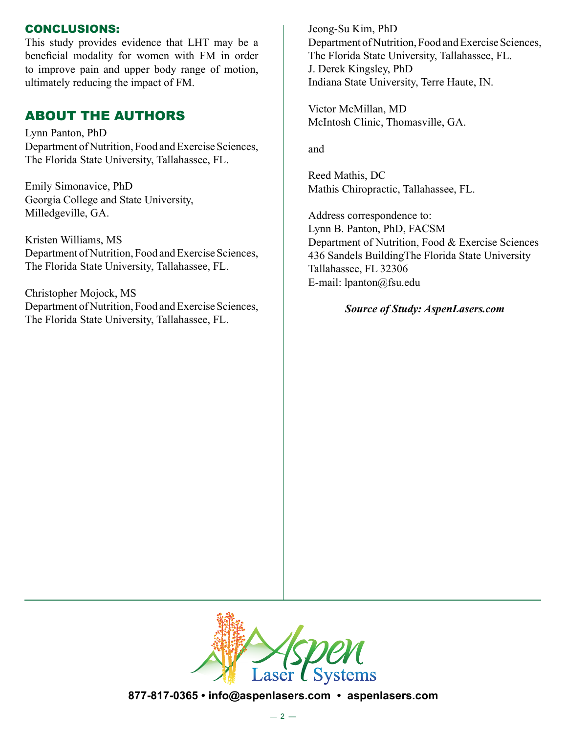## CONCLUSIONS:

This study provides evidence that LHT may be a beneficial modality for women with FM in order to improve pain and upper body range of motion, ultimately reducing the impact of FM.

## ABOUT THE AUTHORS

Lynn Panton, PhD
Department of Nutrition, Food and Exercise Sciences, The Florida State University, Tallahassee, FL.

Emily Simonavice, PhD
Georgia College and State University, Milledgeville, GA.

Kristen Williams, MS
Department of Nutrition, Food and Exercise Sciences, The Florida State University, Tallahassee, FL.

Christopher Mojock, MS
Department of Nutrition, Food and Exercise Sciences, The Florida State University, Tallahassee, FL.

Jeong-Su Kim, PhD
Department of Nutrition, Food and Exercise Sciences, The Florida State University, Tallahassee, FL.
J. Derek Kingsley, PhD
Indiana State University, Terre Haute, IN.

Victor McMillan, MD
McIntosh Clinic, Thomasville, GA.

and

Reed Mathis, DC
Mathis Chiropractic, Tallahassee, FL.

Address correspondence to:
Lynn B. Panton, PhD, FACSM
Department of Nutrition, Food & Exercise Sciences
436 Sandels BuildingThe Florida State University
Tallahassee, FL 32306
E-mail: lpanton@fsu.edu

***Source of Study: AspenLasers.com***

Aspen Laser Systems

**877-817-0365 • info@aspenlasers.com • aspenlasers.com**